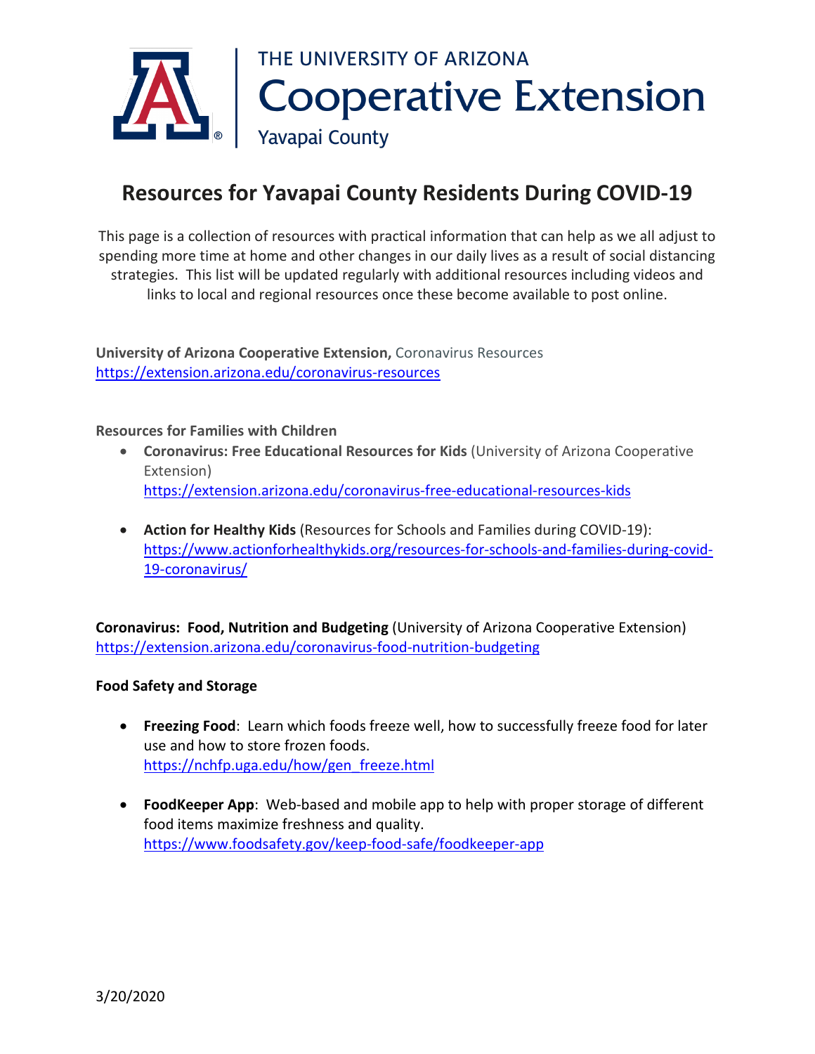THE UNIVERSITY OF ARIZONA
Cooperative Extension
Yavapai County

# Resources for Yavapai County Residents During COVID-19

This page is a collection of resources with practical information that can help as we all adjust to spending more time at home and other changes in our daily lives as a result of social distancing strategies. This list will be updated regularly with additional resources including videos and links to local and regional resources once these become available to post online.

**University of Arizona Cooperative Extension,** Coronavirus Resources
https://extension.arizona.edu/coronavirus-resources

**Resources for Families with Children**

- **Coronavirus: Free Educational Resources for Kids** (University of Arizona Cooperative Extension)
  https://extension.arizona.edu/coronavirus-free-educational-resources-kids

- **Action for Healthy Kids** (Resources for Schools and Families during COVID-19):
  https://www.actionforhealthykids.org/resources-for-schools-and-families-during-covid-19-coronavirus/

**Coronavirus: Food, Nutrition and Budgeting** (University of Arizona Cooperative Extension)
https://extension.arizona.edu/coronavirus-food-nutrition-budgeting

**Food Safety and Storage**

- **Freezing Food**: Learn which foods freeze well, how to successfully freeze food for later use and how to store frozen foods.
  https://nchfp.uga.edu/how/gen_freeze.html

- **FoodKeeper App**: Web-based and mobile app to help with proper storage of different food items maximize freshness and quality.
  https://www.foodsafety.gov/keep-food-safe/foodkeeper-app

3/20/2020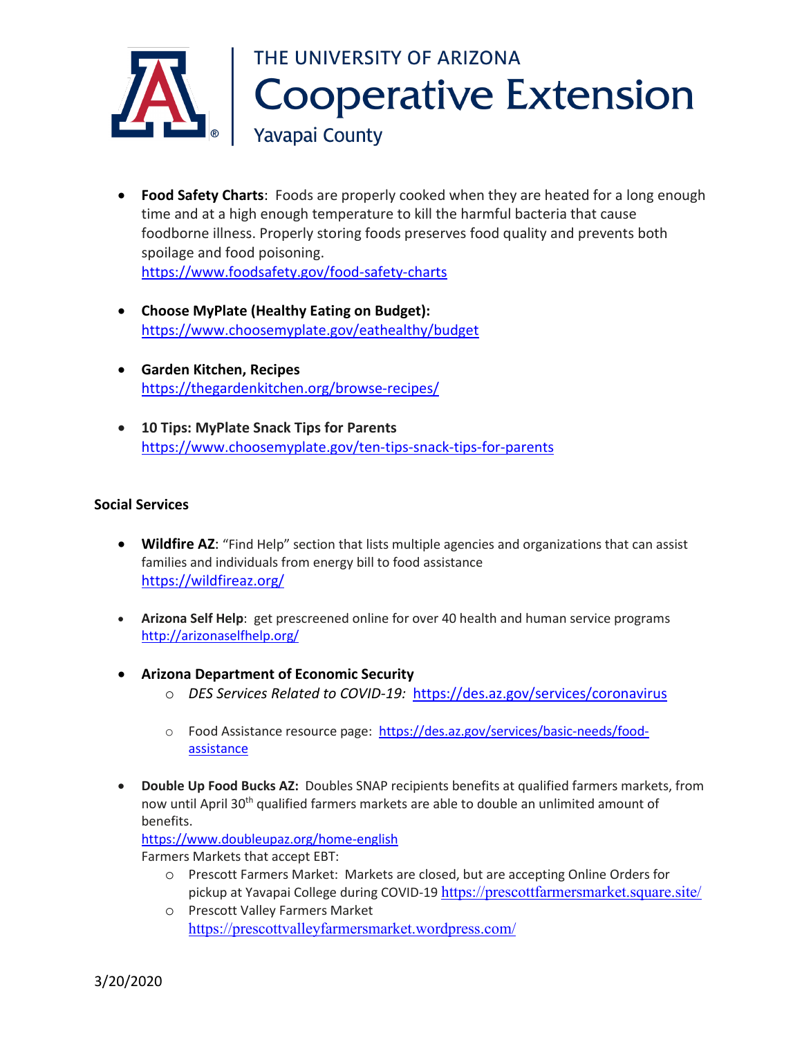- **Food Safety Charts**: Foods are properly cooked when they are heated for a long enough time and at a high enough temperature to kill the harmful bacteria that cause foodborne illness. Properly storing foods preserves food quality and prevents both spoilage and food poisoning.
  https://www.foodsafety.gov/food-safety-charts

- **Choose MyPlate (Healthy Eating on Budget):**
  https://www.choosemyplate.gov/eathealthy/budget

- **Garden Kitchen, Recipes**
  https://thegardenkitchen.org/browse-recipes/

- **10 Tips: MyPlate Snack Tips for Parents**
  https://www.choosemyplate.gov/ten-tips-snack-tips-for-parents

**Social Services**

- **Wildfire AZ**: "Find Help" section that lists multiple agencies and organizations that can assist families and individuals from energy bill to food assistance
  https://wildfireaz.org/

- **Arizona Self Help**: get prescreened online for over 40 health and human service programs
  http://arizonaselfhelp.org/

- **Arizona Department of Economic Security**
  - *DES Services Related to COVID-19:* https://des.az.gov/services/coronavirus
  - Food Assistance resource page: https://des.az.gov/services/basic-needs/food-assistance

- **Double Up Food Bucks AZ:** Doubles SNAP recipients benefits at qualified farmers markets, from now until April 30th qualified farmers markets are able to double an unlimited amount of benefits.
  https://www.doubleupaz.org/home-english
  Farmers Markets that accept EBT:
  - Prescott Farmers Market: Markets are closed, but are accepting Online Orders for pickup at Yavapai College during COVID-19 https://prescottfarmersmarket.square.site/
  - Prescott Valley Farmers Market
    https://prescottvalleyfarmersmarket.wordpress.com/

3/20/2020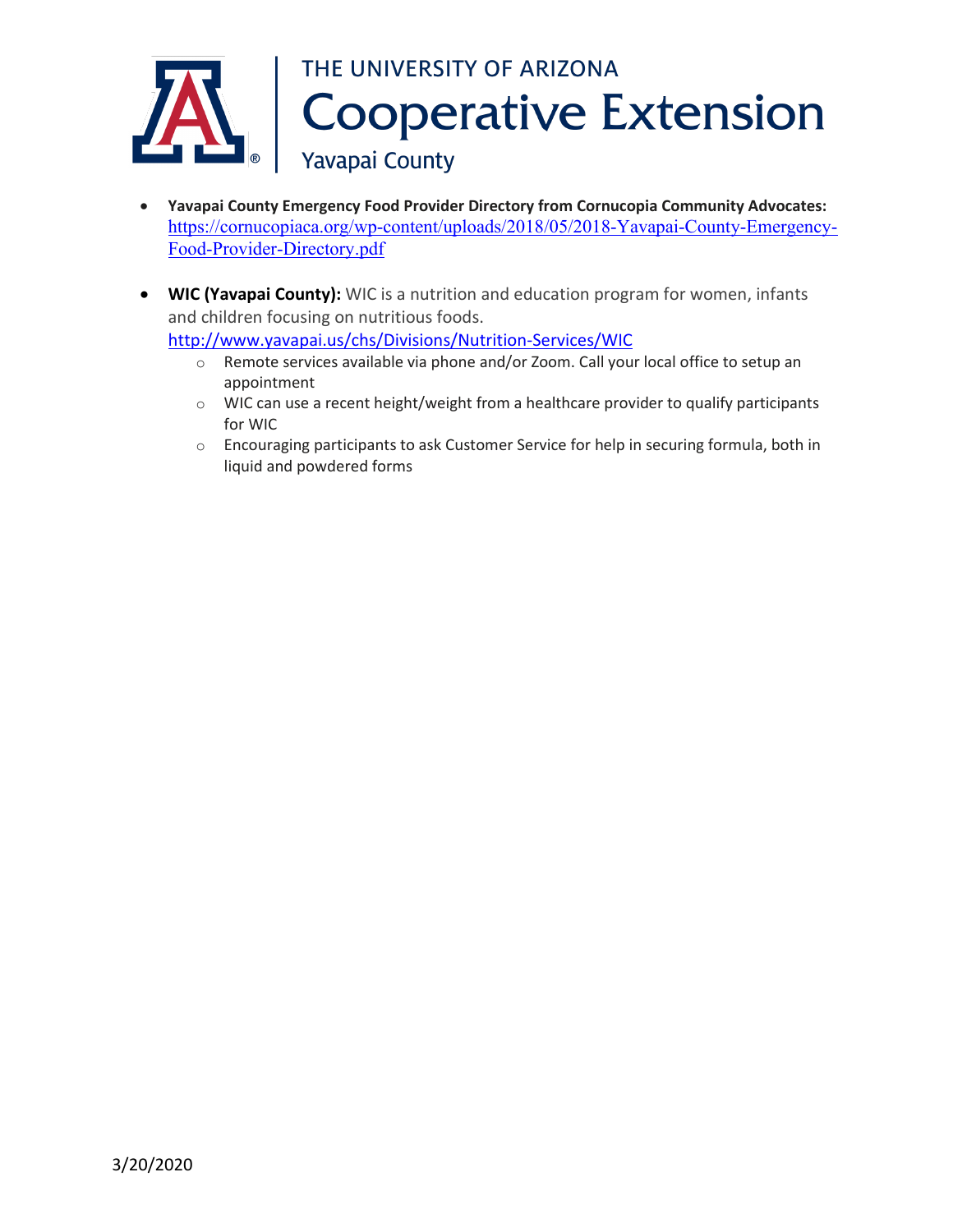- **Yavapai County Emergency Food Provider Directory from Cornucopia Community Advocates:** https://cornucopiaca.org/wp-content/uploads/2018/05/2018-Yavapai-County-Emergency-Food-Provider-Directory.pdf

- **WIC (Yavapai County):** WIC is a nutrition and education program for women, infants and children focusing on nutritious foods. http://www.yavapai.us/chs/Divisions/Nutrition-Services/WIC
  - Remote services available via phone and/or Zoom. Call your local office to setup an appointment
  - WIC can use a recent height/weight from a healthcare provider to qualify participants for WIC
  - Encouraging participants to ask Customer Service for help in securing formula, both in liquid and powdered forms